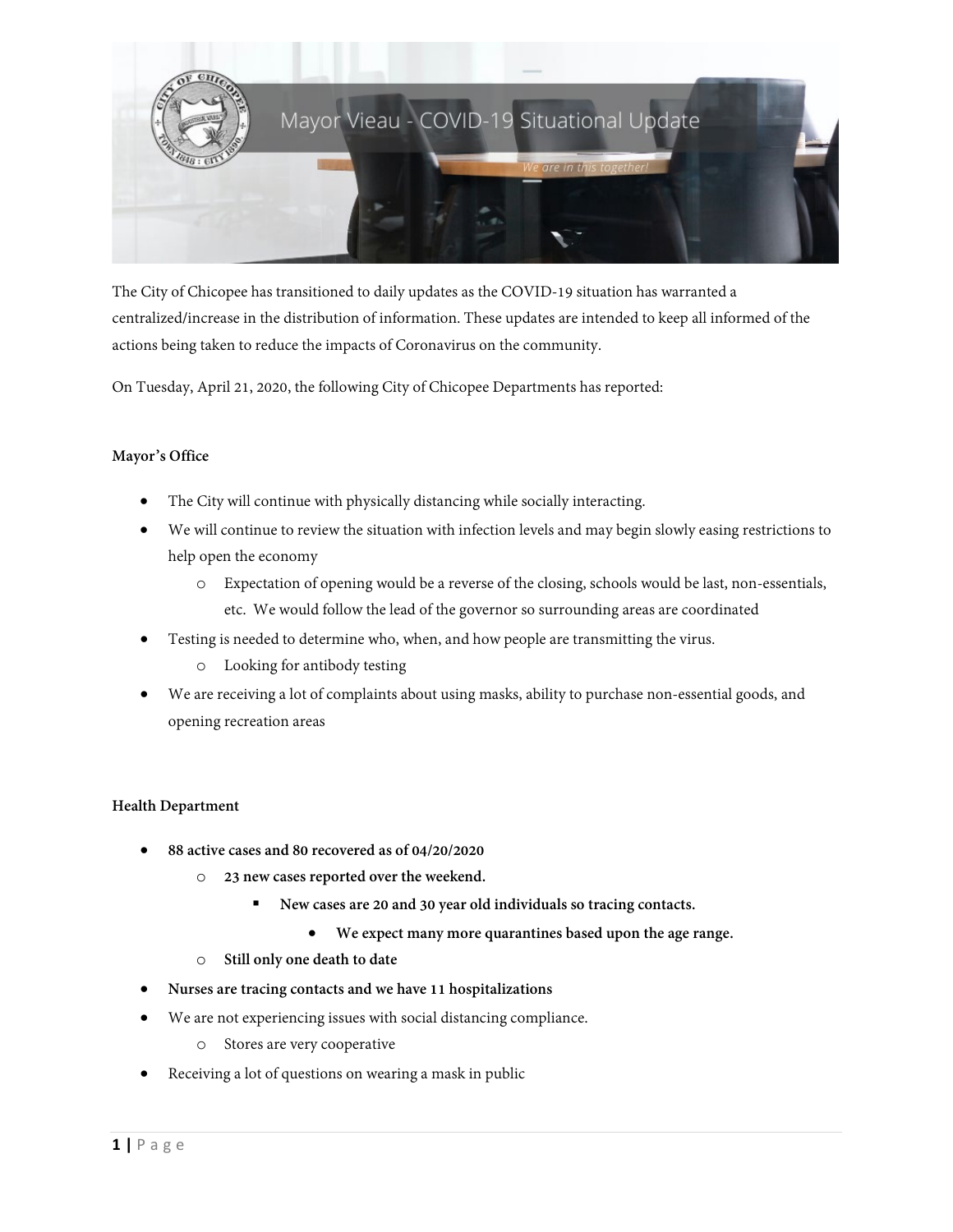# Mayor Vieau - COVID-19 Situational Update

*We are in this together!*

The City of Chicopee has transitioned to daily updates as the COVID-19 situation has warranted a centralized/increase in the distribution of information. These updates are intended to keep all informed of the actions being taken to reduce the impacts of Coronavirus on the community.

On Tuesday, April 21, 2020, the following City of Chicopee Departments has reported:

**Mayor's Office**

- The City will continue with physically distancing while socially interacting.
- We will continue to review the situation with infection levels and may begin slowly easing restrictions to help open the economy
  - Expectation of opening would be a reverse of the closing, schools would be last, non-essentials, etc. We would follow the lead of the governor so surrounding areas are coordinated
- Testing is needed to determine who, when, and how people are transmitting the virus.
  - Looking for antibody testing
- We are receiving a lot of complaints about using masks, ability to purchase non-essential goods, and opening recreation areas

**Health Department**

- **88 active cases and 80 recovered as of 04/20/2020**
  - **23 new cases reported over the weekend.**
    - **New cases are 20 and 30 year old individuals so tracing contacts.**
      - **We expect many more quarantines based upon the age range.**
  - **Still only one death to date**
- **Nurses are tracing contacts and we have 11 hospitalizations**
- We are not experiencing issues with social distancing compliance.
  - Stores are very cooperative
- Receiving a lot of questions on wearing a mask in public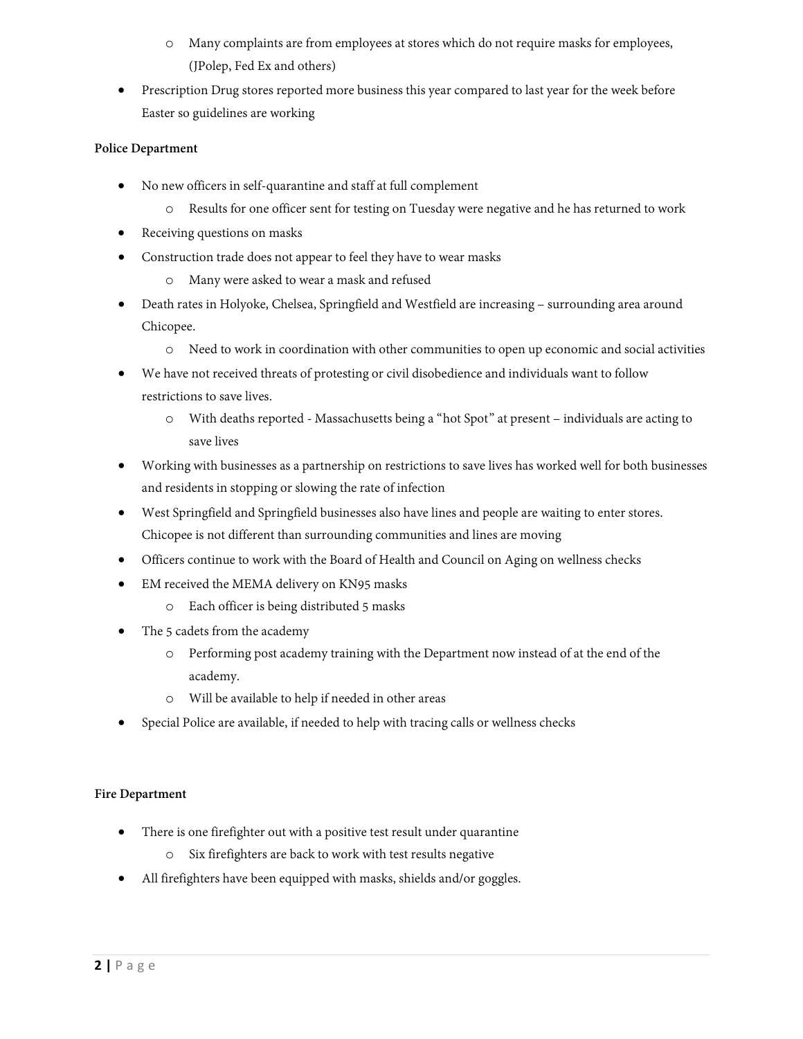- Many complaints are from employees at stores which do not require masks for employees, (JPolep, Fed Ex and others)
- Prescription Drug stores reported more business this year compared to last year for the week before Easter so guidelines are working

**Police Department**

- No new officers in self-quarantine and staff at full complement
    - Results for one officer sent for testing on Tuesday were negative and he has returned to work
- Receiving questions on masks
- Construction trade does not appear to feel they have to wear masks
    - Many were asked to wear a mask and refused
- Death rates in Holyoke, Chelsea, Springfield and Westfield are increasing – surrounding area around Chicopee.
    - Need to work in coordination with other communities to open up economic and social activities
- We have not received threats of protesting or civil disobedience and individuals want to follow restrictions to save lives.
    - With deaths reported - Massachusetts being a "hot Spot" at present – individuals are acting to save lives
- Working with businesses as a partnership on restrictions to save lives has worked well for both businesses and residents in stopping or slowing the rate of infection
- West Springfield and Springfield businesses also have lines and people are waiting to enter stores. Chicopee is not different than surrounding communities and lines are moving
- Officers continue to work with the Board of Health and Council on Aging on wellness checks
- EM received the MEMA delivery on KN95 masks
    - Each officer is being distributed 5 masks
- The 5 cadets from the academy
    - Performing post academy training with the Department now instead of at the end of the academy.
    - Will be available to help if needed in other areas
- Special Police are available, if needed to help with tracing calls or wellness checks

**Fire Department**

- There is one firefighter out with a positive test result under quarantine
    - Six firefighters are back to work with test results negative
- All firefighters have been equipped with masks, shields and/or goggles.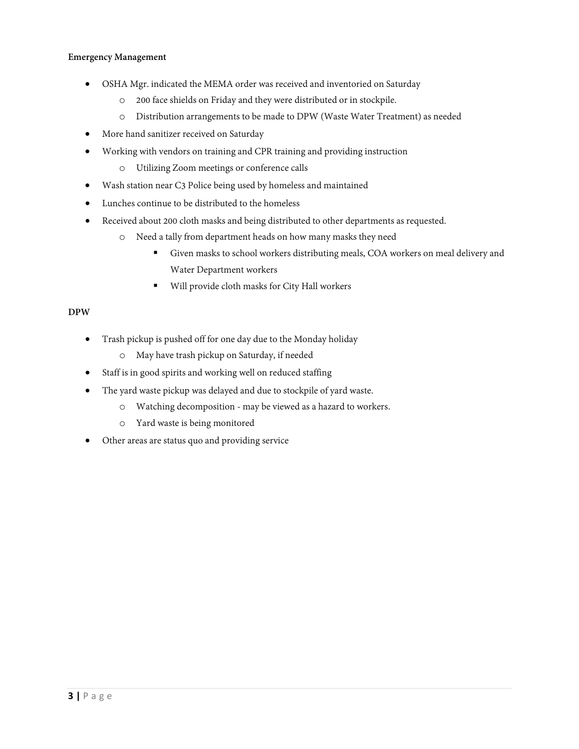**Emergency Management**

- OSHA Mgr. indicated the MEMA order was received and inventoried on Saturday
  - 200 face shields on Friday and they were distributed or in stockpile.
  - Distribution arrangements to be made to DPW (Waste Water Treatment) as needed
- More hand sanitizer received on Saturday
- Working with vendors on training and CPR training and providing instruction
  - Utilizing Zoom meetings or conference calls
- Wash station near C3 Police being used by homeless and maintained
- Lunches continue to be distributed to the homeless
- Received about 200 cloth masks and being distributed to other departments as requested.
  - Need a tally from department heads on how many masks they need
    - Given masks to school workers distributing meals, COA workers on meal delivery and Water Department workers
    - Will provide cloth masks for City Hall workers

**DPW**

- Trash pickup is pushed off for one day due to the Monday holiday
  - May have trash pickup on Saturday, if needed
- Staff is in good spirits and working well on reduced staffing
- The yard waste pickup was delayed and due to stockpile of yard waste.
  - Watching decomposition - may be viewed as a hazard to workers.
  - Yard waste is being monitored
- Other areas are status quo and providing service